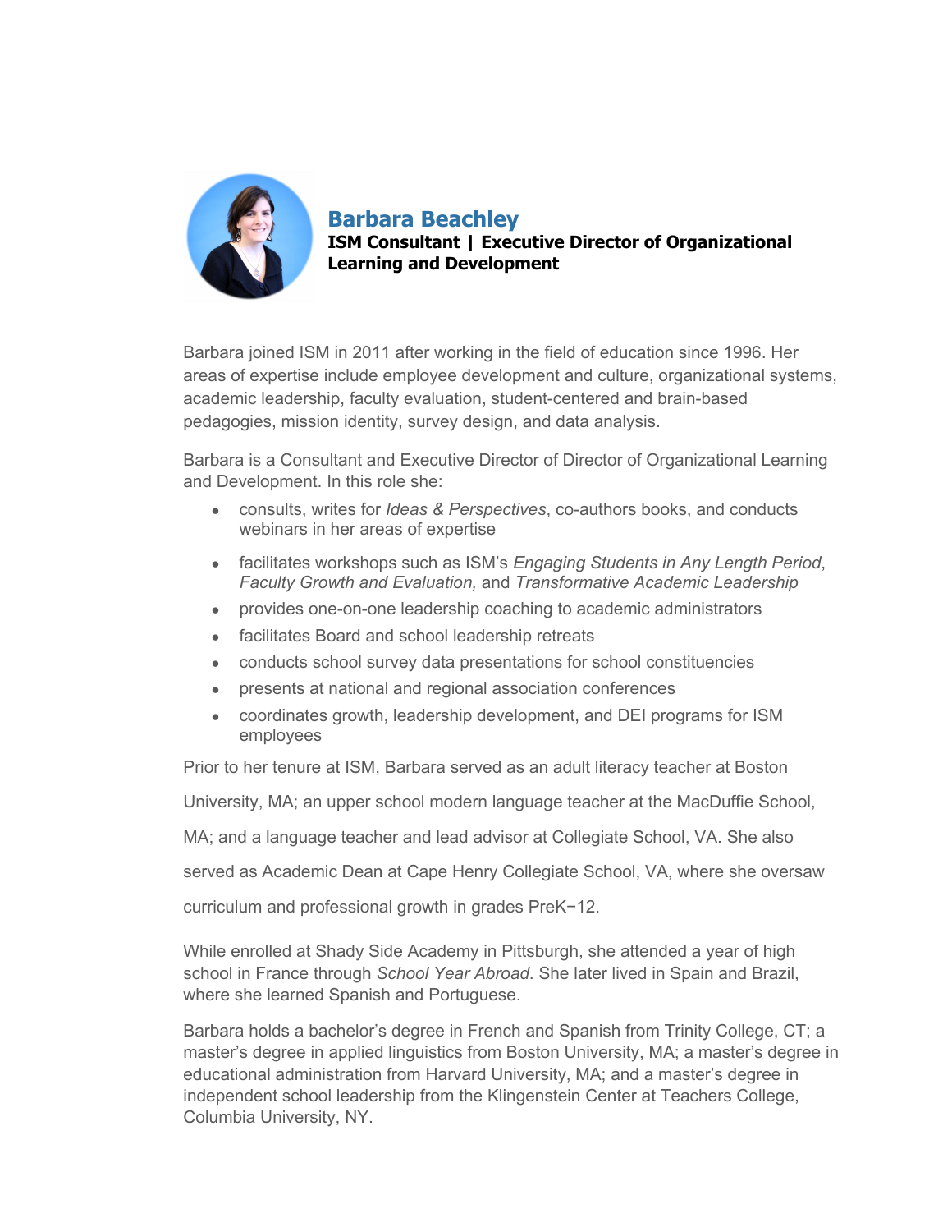# Barbara Beachley

**ISM Consultant | Executive Director of Organizational Learning and Development**

Barbara joined ISM in 2011 after working in the field of education since 1996. Her areas of expertise include employee development and culture, organizational systems, academic leadership, faculty evaluation, student-centered and brain-based pedagogies, mission identity, survey design, and data analysis.

Barbara is a Consultant and Executive Director of Director of Organizational Learning and Development. In this role she:

- consults, writes for *Ideas & Perspectives*, co-authors books, and conducts webinars in her areas of expertise
- facilitates workshops such as ISM's *Engaging Students in Any Length Period*, *Faculty Growth and Evaluation,* and *Transformative Academic Leadership*
- provides one-on-one leadership coaching to academic administrators
- facilitates Board and school leadership retreats
- conducts school survey data presentations for school constituencies
- presents at national and regional association conferences
- coordinates growth, leadership development, and DEI programs for ISM employees

Prior to her tenure at ISM, Barbara served as an adult literacy teacher at Boston University, MA; an upper school modern language teacher at the MacDuffie School, MA; and a language teacher and lead advisor at Collegiate School, VA. She also served as Academic Dean at Cape Henry Collegiate School, VA, where she oversaw curriculum and professional growth in grades PreK−12.

While enrolled at Shady Side Academy in Pittsburgh, she attended a year of high school in France through *School Year Abroad*. She later lived in Spain and Brazil, where she learned Spanish and Portuguese.

Barbara holds a bachelor's degree in French and Spanish from Trinity College, CT; a master's degree in applied linguistics from Boston University, MA; a master's degree in educational administration from Harvard University, MA; and a master's degree in independent school leadership from the Klingenstein Center at Teachers College, Columbia University, NY.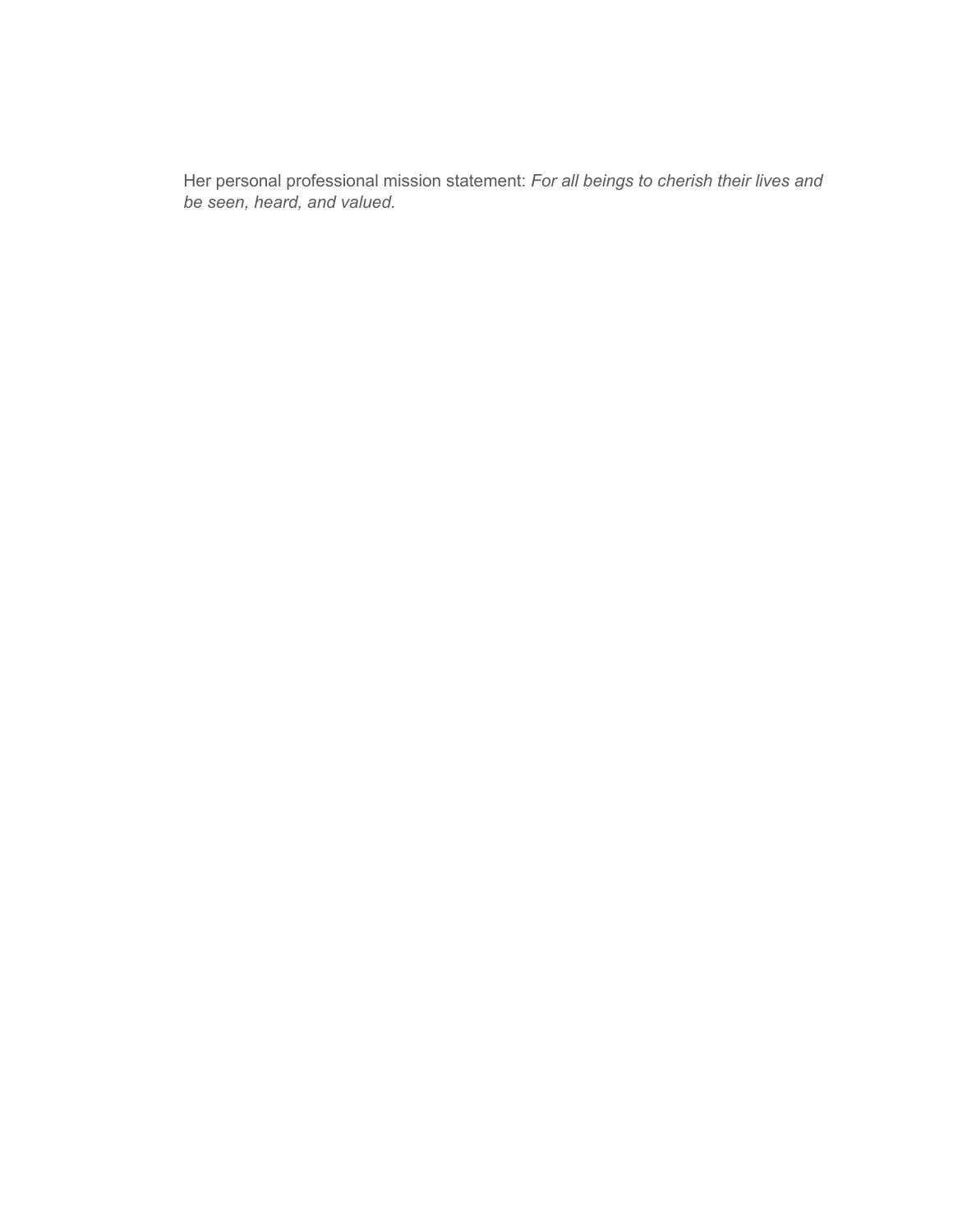Her personal professional mission statement: *For all beings to cherish their lives and be seen, heard, and valued.*